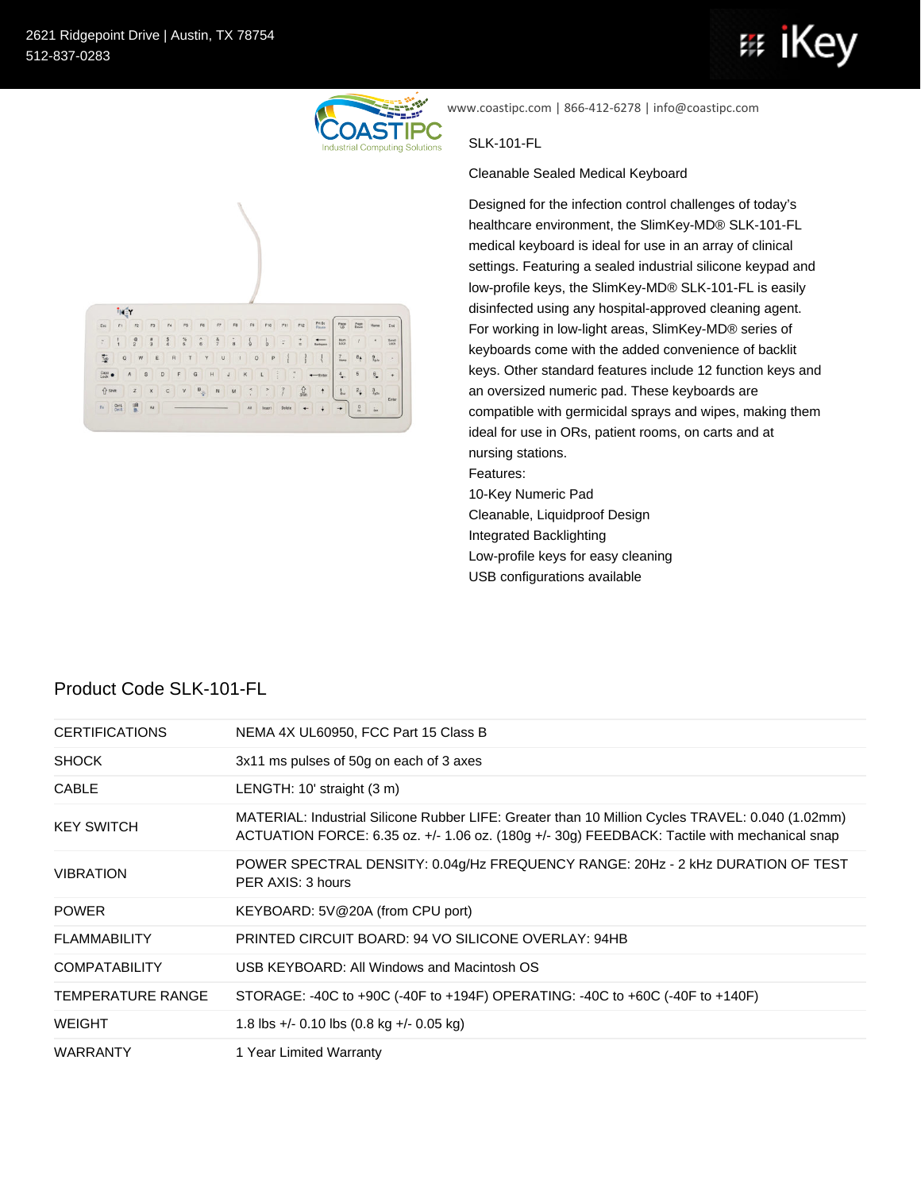2621 Ridgepoint Drive | Austin, TX 78754
512-837-0283

www.coastipc.com | 866-412-6278 | info@coastipc.com

SLK-101-FL

Cleanable Sealed Medical Keyboard

Designed for the infection control challenges of today's healthcare environment, the SlimKey-MD® SLK-101-FL medical keyboard is ideal for use in an array of clinical settings. Featuring a sealed industrial silicone keypad and low-profile keys, the SlimKey-MD® SLK-101-FL is easily disinfected using any hospital-approved cleaning agent. For working in low-light areas, SlimKey-MD® series of keyboards come with the added convenience of backlit keys. Other standard features include 12 function keys and an oversized numeric pad. These keyboards are compatible with germicidal sprays and wipes, making them ideal for use in ORs, patient rooms, on carts and at nursing stations.

Features:

10-Key Numeric Pad
Cleanable, Liquidproof Design
Integrated Backlighting
Low-profile keys for easy cleaning
USB configurations available

## Product Code SLK-101-FL

| | |
|---|---|
| CERTIFICATIONS | NEMA 4X UL60950, FCC Part 15 Class B |
| SHOCK | 3x11 ms pulses of 50g on each of 3 axes |
| CABLE | LENGTH: 10' straight (3 m) |
| KEY SWITCH | MATERIAL: Industrial Silicone Rubber LIFE: Greater than 10 Million Cycles TRAVEL: 0.040 (1.02mm) ACTUATION FORCE: 6.35 oz. +/- 1.06 oz. (180g +/- 30g) FEEDBACK: Tactile with mechanical snap |
| VIBRATION | POWER SPECTRAL DENSITY: 0.04g/Hz FREQUENCY RANGE: 20Hz - 2 kHz DURATION OF TEST PER AXIS: 3 hours |
| POWER | KEYBOARD: 5V@20A (from CPU port) |
| FLAMMABILITY | PRINTED CIRCUIT BOARD: 94 VO SILICONE OVERLAY: 94HB |
| COMPATABILITY | USB KEYBOARD: All Windows and Macintosh OS |
| TEMPERATURE RANGE | STORAGE: -40C to +90C (-40F to +194F) OPERATING: -40C to +60C (-40F to +140F) |
| WEIGHT | 1.8 lbs +/- 0.10 lbs (0.8 kg +/- 0.05 kg) |
| WARRANTY | 1 Year Limited Warranty |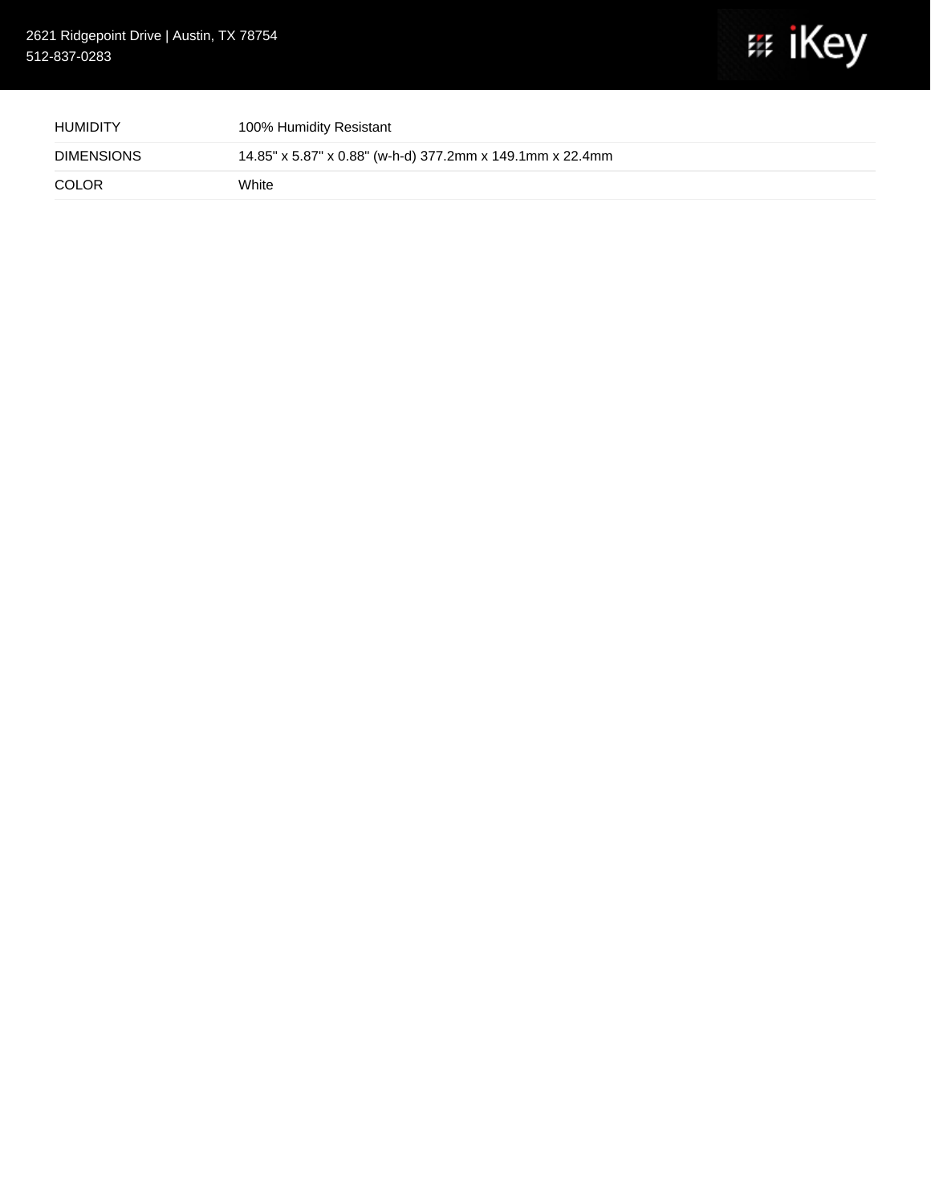| | |
|---|---|
| HUMIDITY | 100% Humidity Resistant |
| DIMENSIONS | 14.85" x 5.87" x 0.88" (w-h-d) 377.2mm x 149.1mm x 22.4mm |
| COLOR | White |